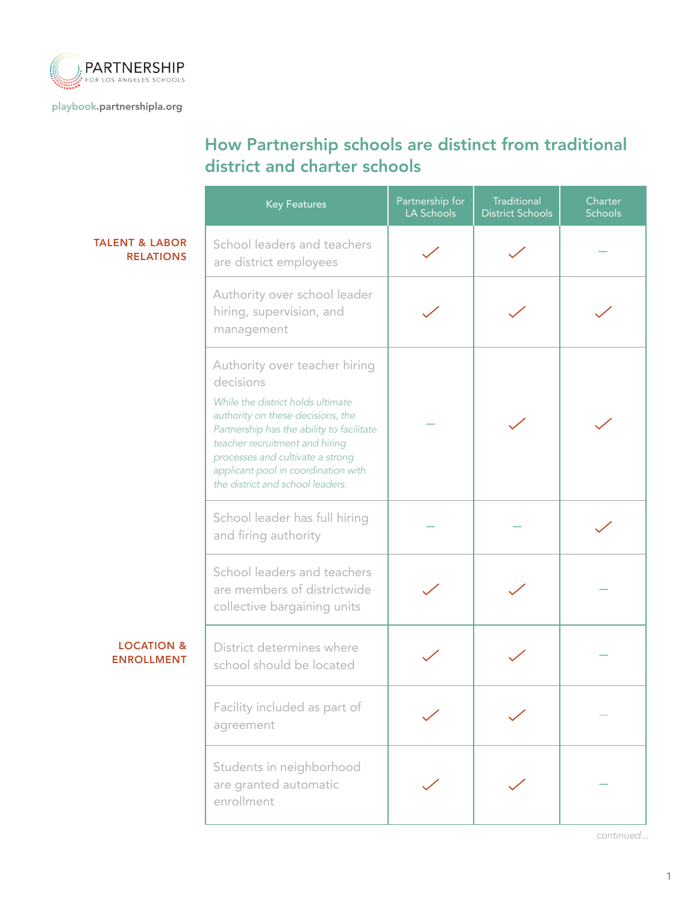PARTNERSHIP
FOR LOS ANGELES SCHOOLS

playbook.partnershipla.org

## How Partnership schools are distinct from traditional district and charter schools

| | Key Features | Partnership for LA Schools | Traditional District Schools | Charter Schools |
|---|---|---|---|---|
| **TALENT & LABOR RELATIONS** | School leaders and teachers are district employees | ✓ | ✓ | – |
| | Authority over school leader hiring, supervision, and management | ✓ | ✓ | ✓ |
| | Authority over teacher hiring decisions<br>*While the district holds ultimate authority on these decisions, the Partnership has the ability to facilitate teacher recruitment and hiring processes and cultivate a strong applicant pool in coordination with the district and school leaders.* | – | ✓ | ✓ |
| | School leader has full hiring and firing authority | – | – | ✓ |
| | School leaders and teachers are members of districtwide collective bargaining units | ✓ | ✓ | – |
| **LOCATION & ENROLLMENT** | District determines where school should be located | ✓ | ✓ | – |
| | Facility included as part of agreement | ✓ | ✓ | – |
| | Students in neighborhood are granted automatic enrollment | ✓ | ✓ | – |

*continued...*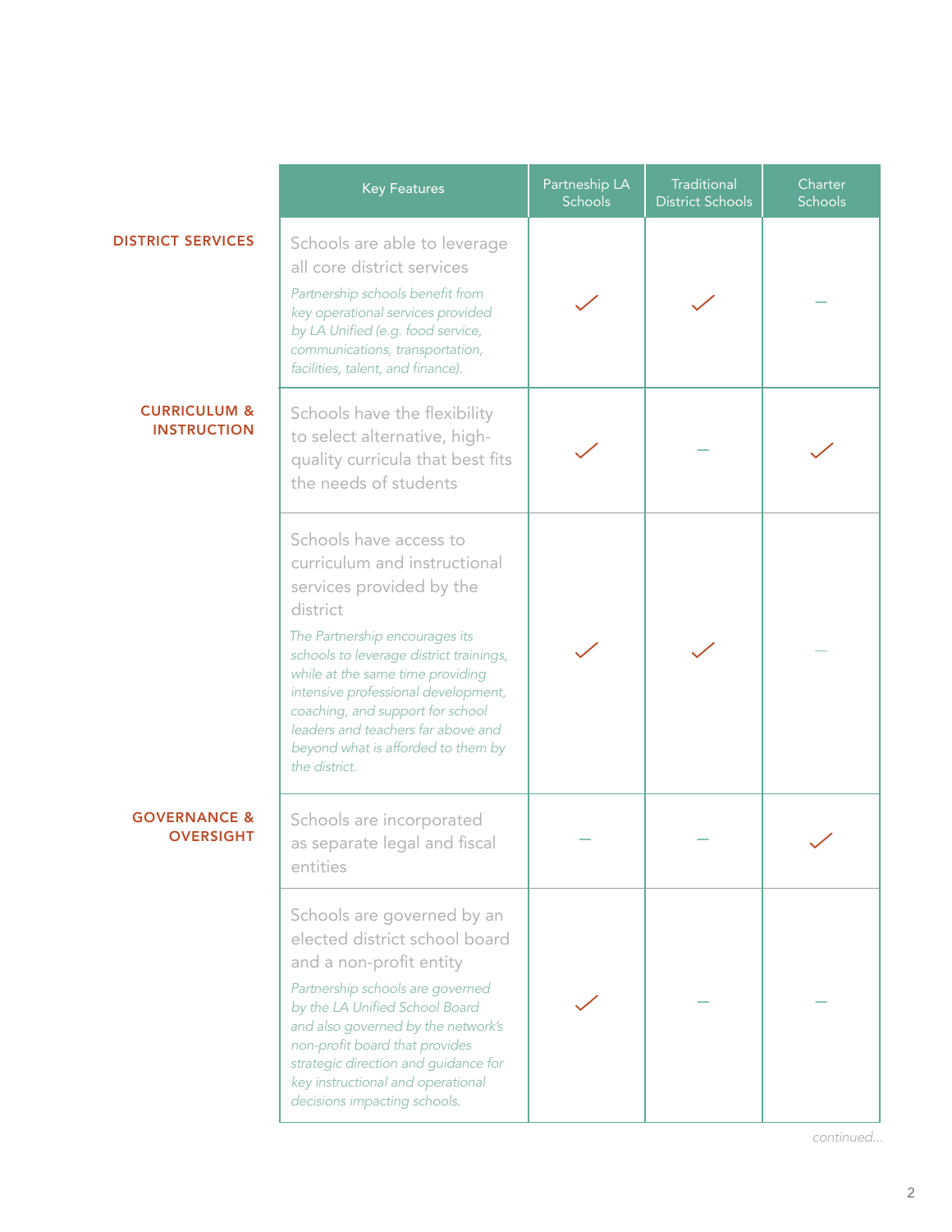| | Key Features | Partneship LA Schools | Traditional District Schools | Charter Schools |
|---|---|---|---|---|
| **DISTRICT SERVICES** | Schools are able to leverage all core district services<br>*Partnership schools benefit from key operational services provided by LA Unified (e.g. food service, communications, transportation, facilities, talent, and finance).* | ✓ | ✓ | – |
| **CURRICULUM & INSTRUCTION** | Schools have the flexibility to select alternative, high-quality curricula that best fits the needs of students | ✓ | – | ✓ |
| | Schools have access to curriculum and instructional services provided by the district<br>*The Partnership encourages its schools to leverage district trainings, while at the same time providing intensive professional development, coaching, and support for school leaders and teachers far above and beyond what is afforded to them by the district.* | ✓ | ✓ | – |
| **GOVERNANCE & OVERSIGHT** | Schools are incorporated as separate legal and fiscal entities | – | – | ✓ |
| | Schools are governed by an elected district school board and a non-profit entity<br>*Partnership schools are governed by the LA Unified School Board and also governed by the network's non-profit board that provides strategic direction and guidance for key instructional and operational decisions impacting schools.* | ✓ | – | – |

*continued...*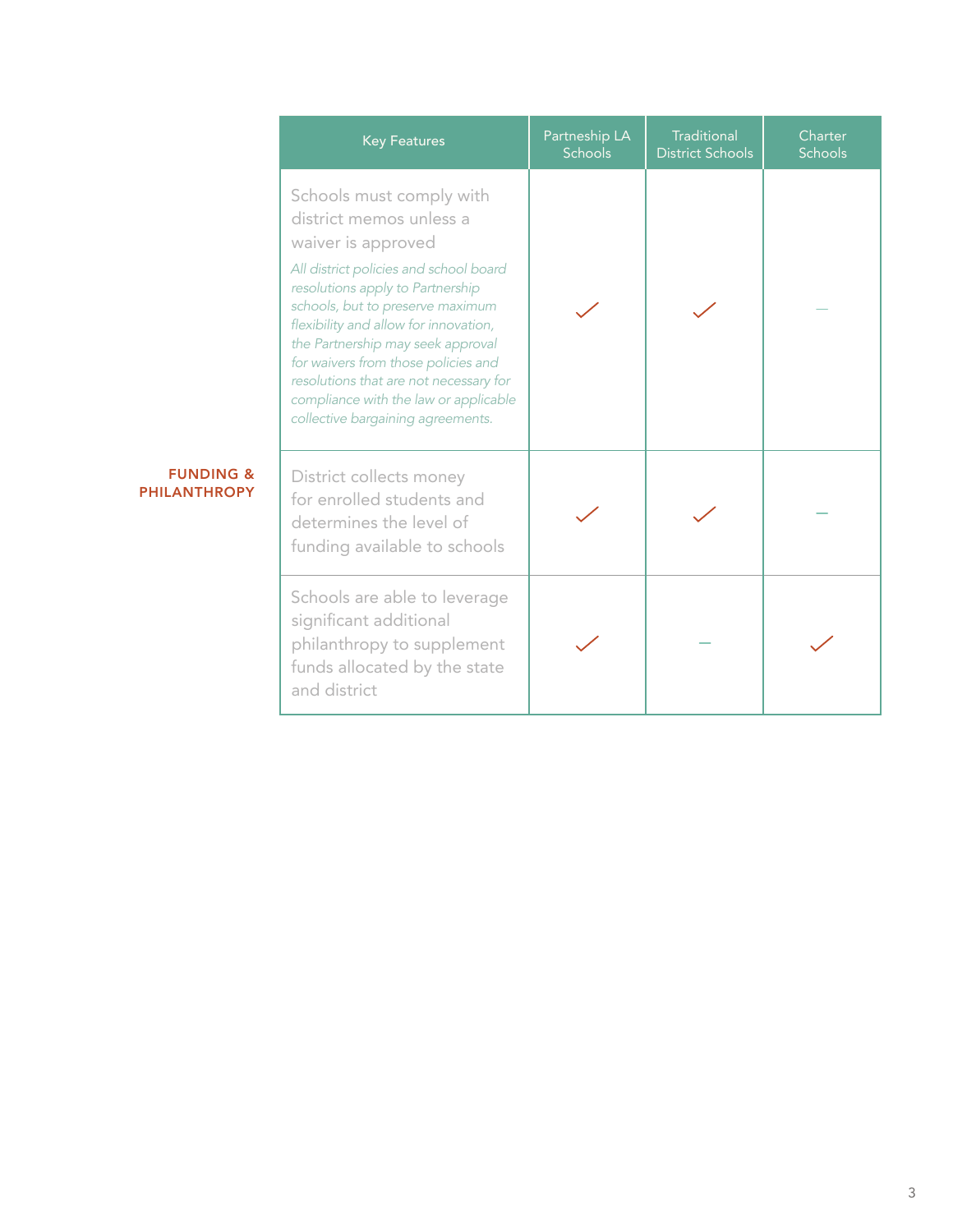| Key Features | Partneship LA Schools | Traditional District Schools | Charter Schools |
|---|---|---|---|
| Schools must comply with district memos unless a waiver is approved *All district policies and school board resolutions apply to Partnership schools, but to preserve maximum flexibility and allow for innovation, the Partnership may seek approval for waivers from those policies and resolutions that are not necessary for compliance with the law or applicable collective bargaining agreements.* | ✓ | ✓ | – |

**FUNDING & PHILANTHROPY**

| Key Features | Partneship LA Schools | Traditional District Schools | Charter Schools |
|---|---|---|---|
| District collects money for enrolled students and determines the level of funding available to schools | ✓ | ✓ | – |
| Schools are able to leverage significant additional philanthropy to supplement funds allocated by the state and district | ✓ | – | ✓ |